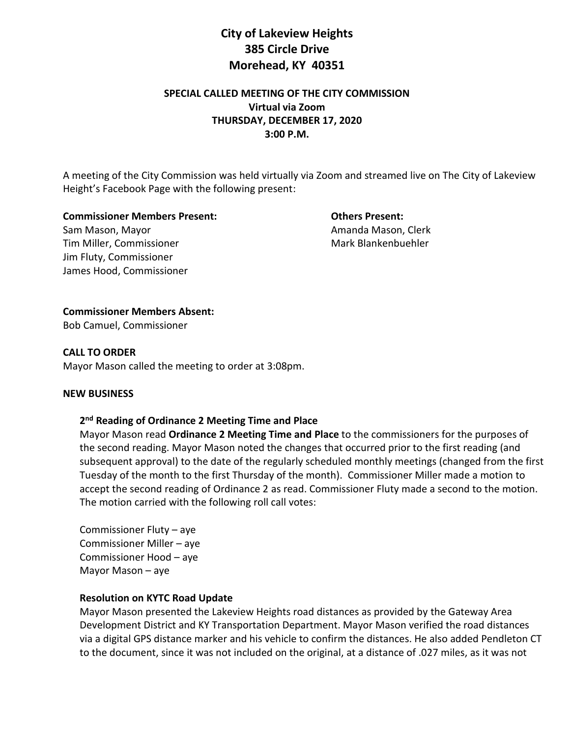# City of Lakeview Heights
## 385 Circle Drive
## Morehead, KY 40351

### SPECIAL CALLED MEETING OF THE CITY COMMISSION
**Virtual via Zoom**
**THURSDAY, DECEMBER 17, 2020**
**3:00 P.M.**

A meeting of the City Commission was held virtually via Zoom and streamed live on The City of Lakeview Height's Facebook Page with the following present:

**Commissioner Members Present:**
Sam Mason, Mayor
Tim Miller, Commissioner
Jim Fluty, Commissioner
James Hood, Commissioner

**Others Present:**
Amanda Mason, Clerk
Mark Blankenbuehler

**Commissioner Members Absent:**
Bob Camuel, Commissioner

**CALL TO ORDER**
Mayor Mason called the meeting to order at 3:08pm.

**NEW BUSINESS**

**2nd Reading of Ordinance 2 Meeting Time and Place**
Mayor Mason read **Ordinance 2 Meeting Time and Place** to the commissioners for the purposes of the second reading. Mayor Mason noted the changes that occurred prior to the first reading (and subsequent approval) to the date of the regularly scheduled monthly meetings (changed from the first Tuesday of the month to the first Thursday of the month). Commissioner Miller made a motion to accept the second reading of Ordinance 2 as read. Commissioner Fluty made a second to the motion. The motion carried with the following roll call votes:

Commissioner Fluty – aye
Commissioner Miller – aye
Commissioner Hood – aye
Mayor Mason – aye

**Resolution on KYTC Road Update**
Mayor Mason presented the Lakeview Heights road distances as provided by the Gateway Area Development District and KY Transportation Department. Mayor Mason verified the road distances via a digital GPS distance marker and his vehicle to confirm the distances. He also added Pendleton CT to the document, since it was not included on the original, at a distance of .027 miles, as it was not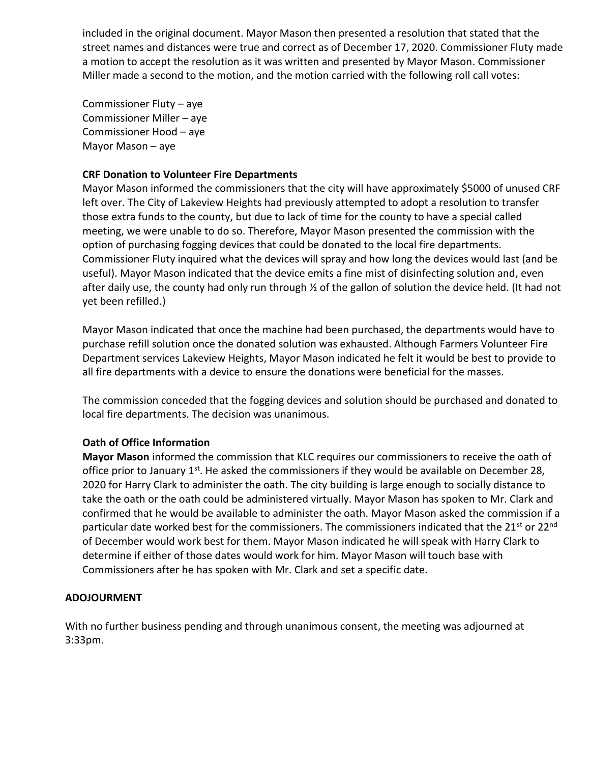included in the original document. Mayor Mason then presented a resolution that stated that the street names and distances were true and correct as of December 17, 2020. Commissioner Fluty made a motion to accept the resolution as it was written and presented by Mayor Mason. Commissioner Miller made a second to the motion, and the motion carried with the following roll call votes:

Commissioner Fluty – aye
Commissioner Miller – aye
Commissioner Hood – aye
Mayor Mason – aye

**CRF Donation to Volunteer Fire Departments**

Mayor Mason informed the commissioners that the city will have approximately $5000 of unused CRF left over. The City of Lakeview Heights had previously attempted to adopt a resolution to transfer those extra funds to the county, but due to lack of time for the county to have a special called meeting, we were unable to do so. Therefore, Mayor Mason presented the commission with the option of purchasing fogging devices that could be donated to the local fire departments. Commissioner Fluty inquired what the devices will spray and how long the devices would last (and be useful). Mayor Mason indicated that the device emits a fine mist of disinfecting solution and, even after daily use, the county had only run through ½ of the gallon of solution the device held. (It had not yet been refilled.)

Mayor Mason indicated that once the machine had been purchased, the departments would have to purchase refill solution once the donated solution was exhausted. Although Farmers Volunteer Fire Department services Lakeview Heights, Mayor Mason indicated he felt it would be best to provide to all fire departments with a device to ensure the donations were beneficial for the masses.

The commission conceded that the fogging devices and solution should be purchased and donated to local fire departments. The decision was unanimous.

**Oath of Office Information**

**Mayor Mason** informed the commission that KLC requires our commissioners to receive the oath of office prior to January 1st. He asked the commissioners if they would be available on December 28, 2020 for Harry Clark to administer the oath. The city building is large enough to socially distance to take the oath or the oath could be administered virtually. Mayor Mason has spoken to Mr. Clark and confirmed that he would be available to administer the oath. Mayor Mason asked the commission if a particular date worked best for the commissioners. The commissioners indicated that the 21st or 22nd of December would work best for them. Mayor Mason indicated he will speak with Harry Clark to determine if either of those dates would work for him. Mayor Mason will touch base with Commissioners after he has spoken with Mr. Clark and set a specific date.

**ADOJOURMENT**

With no further business pending and through unanimous consent, the meeting was adjourned at 3:33pm.